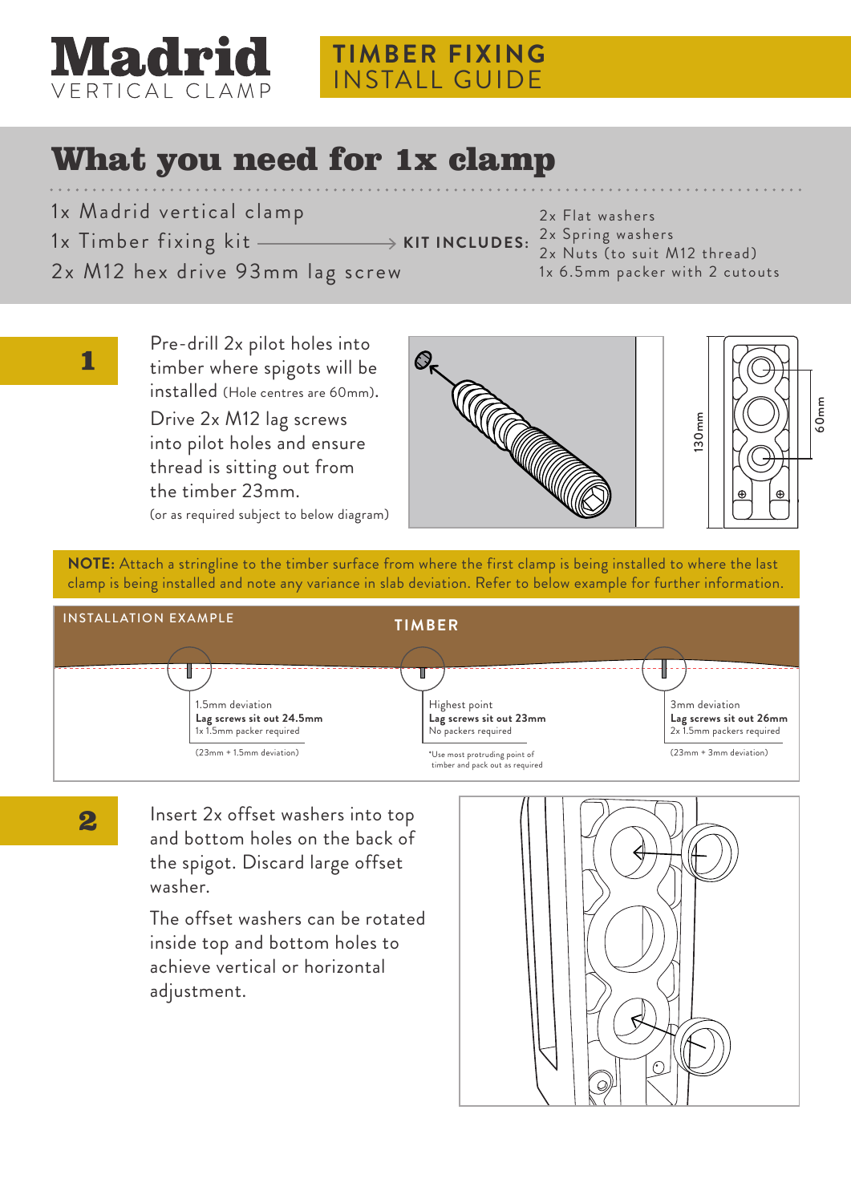# Madrid
VERTICAL CLAMP

**TIMBER FIXING**
INSTALL GUIDE

## What you need for 1x clamp

1x Madrid vertical clamp
1x Timber fixing kit → **KIT INCLUDES:**
- 2x Flat washers
- 2x Spring washers
- 2x Nuts (to suit M12 thread)
- 1x 6.5mm packer with 2 cutouts

2x M12 hex drive 93mm lag screw

## 1

Pre-drill 2x pilot holes into timber where spigots will be installed (Hole centres are 60mm).

Drive 2x M12 lag screws into pilot holes and ensure thread is sitting out from the timber 23mm.

(or as required subject to below diagram)

130mm
60mm

**NOTE:** Attach a stringline to the timber surface from where the first clamp is being installed to where the last clamp is being installed and note any variance in slab deviation. Refer to below example for further information.

INSTALLATION EXAMPLE

**TIMBER**

| 1.5mm deviation | Highest point | 3mm deviation |
|---|---|---|
| **Lag screws sit out 24.5mm** | **Lag screws sit out 23mm** | **Lag screws sit out 26mm** |
| 1x 1.5mm packer required | No packers required | 2x 1.5mm packers required |
| (23mm + 1.5mm deviation) | *Use most protruding point of timber and pack out as required | (23mm + 3mm deviation) |

## 2

Insert 2x offset washers into top and bottom holes on the back of the spigot. Discard large offset washer.

The offset washers can be rotated inside top and bottom holes to achieve vertical or horizontal adjustment.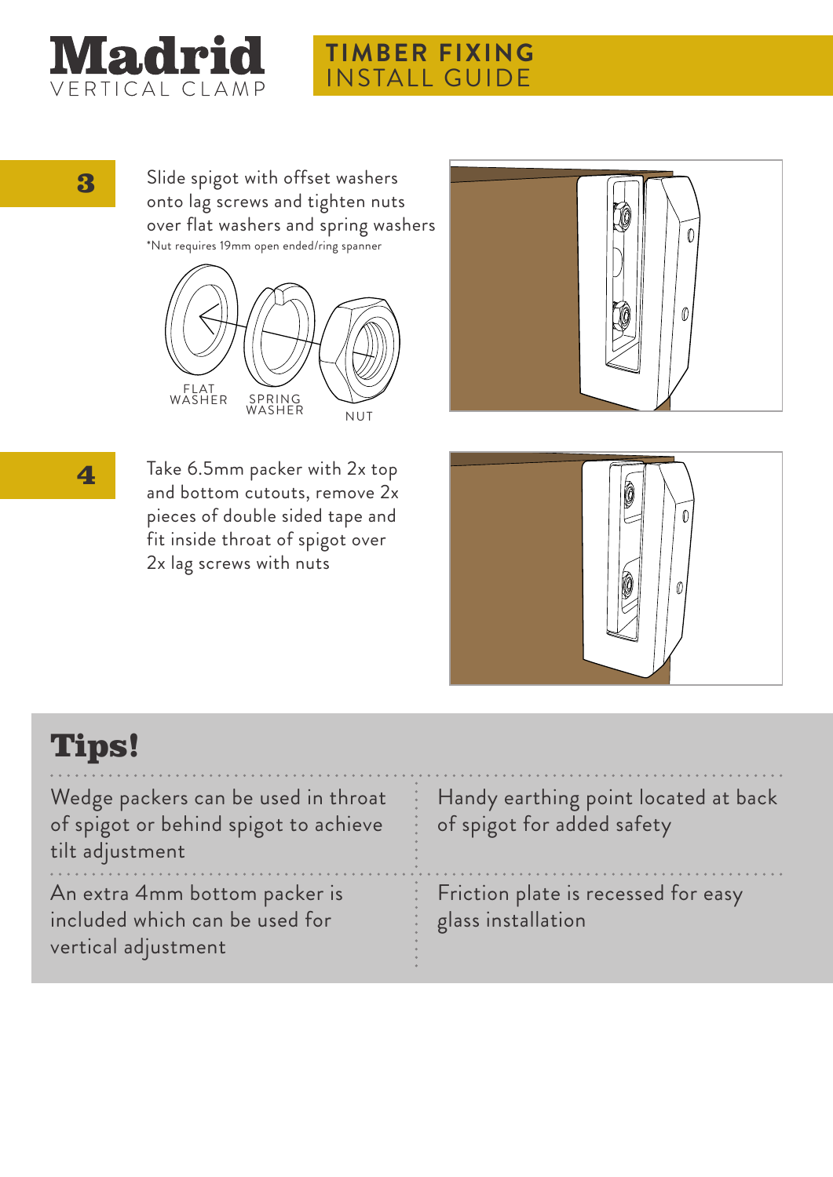# Madrid
VERTICAL CLAMP

## TIMBER FIXING INSTALL GUIDE

### 3

Slide spigot with offset washers onto lag screws and tighten nuts over flat washers and spring washers

*Nut requires 19mm open ended/ring spanner

FLAT WASHER

SPRING WASHER

NUT

### 4

Take 6.5mm packer with 2x top and bottom cutouts, remove 2x pieces of double sided tape and fit inside throat of spigot over 2x lag screws with nuts

## Tips!

Wedge packers can be used in throat of spigot or behind spigot to achieve tilt adjustment

Handy earthing point located at back of spigot for added safety

An extra 4mm bottom packer is included which can be used for vertical adjustment

Friction plate is recessed for easy glass installation